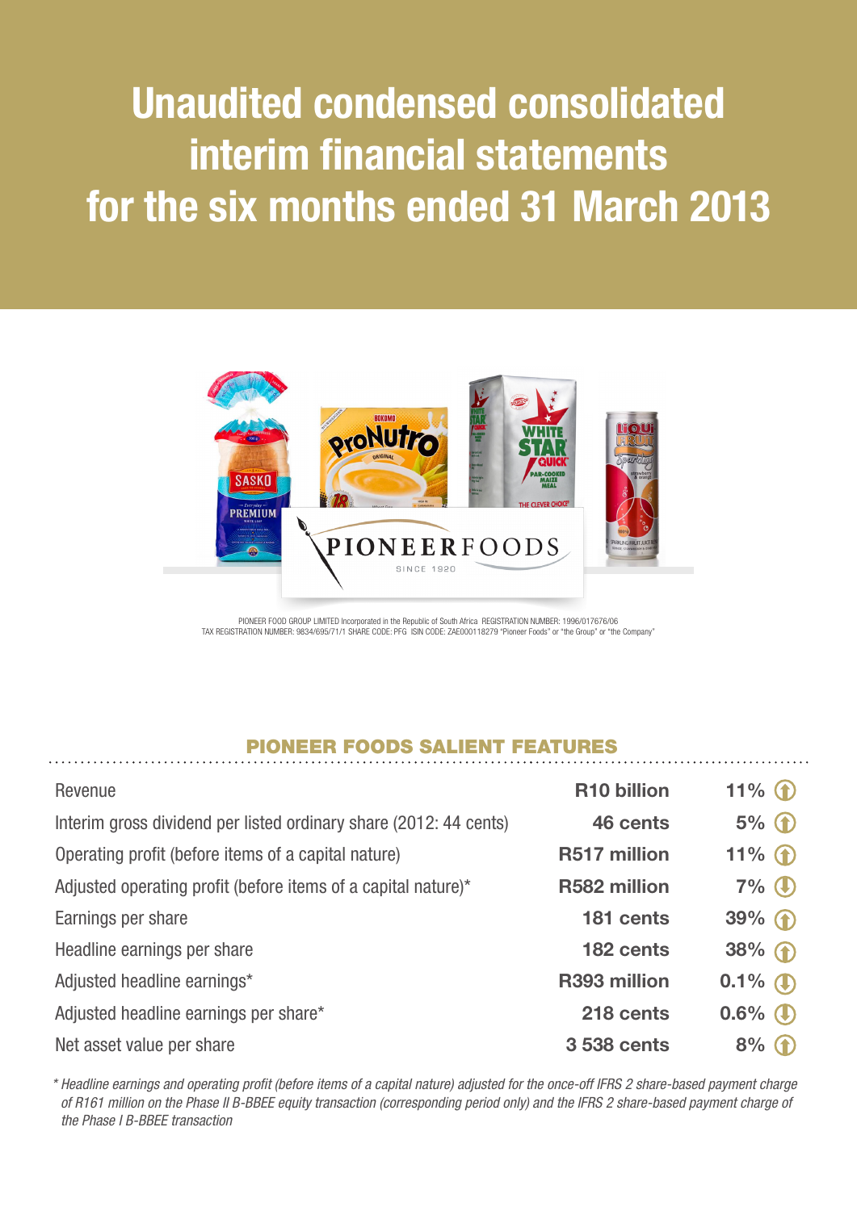# Unaudited condensed consolidated interim financial statements for the six months ended 31 March 2013

PIONEER FOOD GROUP LIMITED Incorporated in the Republic of South Africa REGISTRATION NUMBER: 1996/017676/06
TAX REGISTRATION NUMBER: 9834/695/71/1 SHARE CODE: PFG ISIN CODE: ZAE000118279 "Pioneer Foods" or "the Group" or "the Company"

## PIONEER FOODS SALIENT FEATURES

| | | |
|---|---|---|
| Revenue | R10 billion | 11% ↑ |
| Interim gross dividend per listed ordinary share (2012: 44 cents) | 46 cents | 5% ↑ |
| Operating profit (before items of a capital nature) | R517 million | 11% ↑ |
| Adjusted operating profit (before items of a capital nature)* | R582 million | 7% ↓ |
| Earnings per share | 181 cents | 39% ↑ |
| Headline earnings per share | 182 cents | 38% ↑ |
| Adjusted headline earnings* | R393 million | 0.1% ↓ |
| Adjusted headline earnings per share* | 218 cents | 0.6% ↓ |
| Net asset value per share | 3 538 cents | 8% ↑ |

*\* Headline earnings and operating profit (before items of a capital nature) adjusted for the once-off IFRS 2 share-based payment charge of R161 million on the Phase II B-BBEE equity transaction (corresponding period only) and the IFRS 2 share-based payment charge of the Phase I B-BBEE transaction*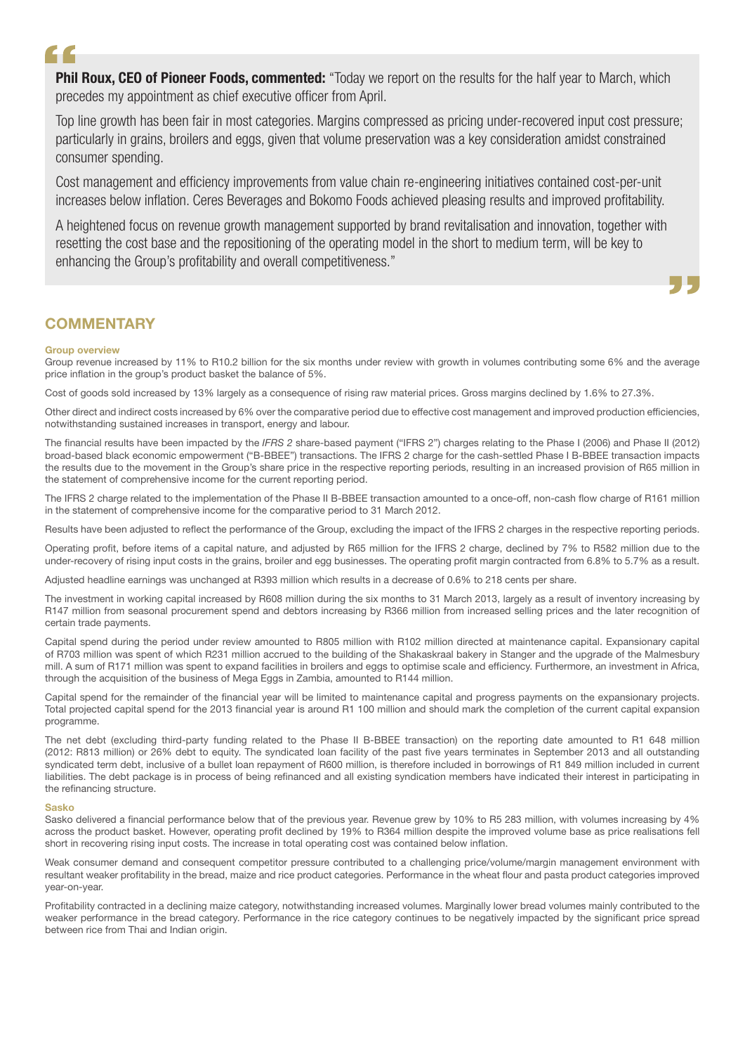**Phil Roux, CEO of Pioneer Foods, commented:** "Today we report on the results for the half year to March, which precedes my appointment as chief executive officer from April.

Top line growth has been fair in most categories. Margins compressed as pricing under-recovered input cost pressure; particularly in grains, broilers and eggs, given that volume preservation was a key consideration amidst constrained consumer spending.

Cost management and efficiency improvements from value chain re-engineering initiatives contained cost-per-unit increases below inflation. Ceres Beverages and Bokomo Foods achieved pleasing results and improved profitability.

A heightened focus on revenue growth management supported by brand revitalisation and innovation, together with resetting the cost base and the repositioning of the operating model in the short to medium term, will be key to enhancing the Group's profitability and overall competitiveness."

## COMMENTARY

### Group overview

Group revenue increased by 11% to R10.2 billion for the six months under review with growth in volumes contributing some 6% and the average price inflation in the group's product basket the balance of 5%.

Cost of goods sold increased by 13% largely as a consequence of rising raw material prices. Gross margins declined by 1.6% to 27.3%.

Other direct and indirect costs increased by 6% over the comparative period due to effective cost management and improved production efficiencies, notwithstanding sustained increases in transport, energy and labour.

The financial results have been impacted by the *IFRS 2* share-based payment ("IFRS 2") charges relating to the Phase I (2006) and Phase II (2012) broad-based black economic empowerment ("B-BBEE") transactions. The IFRS 2 charge for the cash-settled Phase I B-BBEE transaction impacts the results due to the movement in the Group's share price in the respective reporting periods, resulting in an increased provision of R65 million in the statement of comprehensive income for the current reporting period.

The IFRS 2 charge related to the implementation of the Phase II B-BBEE transaction amounted to a once-off, non-cash flow charge of R161 million in the statement of comprehensive income for the comparative period to 31 March 2012.

Results have been adjusted to reflect the performance of the Group, excluding the impact of the IFRS 2 charges in the respective reporting periods.

Operating profit, before items of a capital nature, and adjusted by R65 million for the IFRS 2 charge, declined by 7% to R582 million due to the under-recovery of rising input costs in the grains, broiler and egg businesses. The operating profit margin contracted from 6.8% to 5.7% as a result.

Adjusted headline earnings was unchanged at R393 million which results in a decrease of 0.6% to 218 cents per share.

The investment in working capital increased by R608 million during the six months to 31 March 2013, largely as a result of inventory increasing by R147 million from seasonal procurement spend and debtors increasing by R366 million from increased selling prices and the later recognition of certain trade payments.

Capital spend during the period under review amounted to R805 million with R102 million directed at maintenance capital. Expansionary capital of R703 million was spent of which R231 million accrued to the building of the Shakaskraal bakery in Stanger and the upgrade of the Malmesbury mill. A sum of R171 million was spent to expand facilities in broilers and eggs to optimise scale and efficiency. Furthermore, an investment in Africa, through the acquisition of the business of Mega Eggs in Zambia, amounted to R144 million.

Capital spend for the remainder of the financial year will be limited to maintenance capital and progress payments on the expansionary projects. Total projected capital spend for the 2013 financial year is around R1 100 million and should mark the completion of the current capital expansion programme.

The net debt (excluding third-party funding related to the Phase II B-BBEE transaction) on the reporting date amounted to R1 648 million (2012: R813 million) or 26% debt to equity. The syndicated loan facility of the past five years terminates in September 2013 and all outstanding syndicated term debt, inclusive of a bullet loan repayment of R600 million, is therefore included in borrowings of R1 849 million included in current liabilities. The debt package is in process of being refinanced and all existing syndication members have indicated their interest in participating in the refinancing structure.

### Sasko

Sasko delivered a financial performance below that of the previous year. Revenue grew by 10% to R5 283 million, with volumes increasing by 4% across the product basket. However, operating profit declined by 19% to R364 million despite the improved volume base as price realisations fell short in recovering rising input costs. The increase in total operating cost was contained below inflation.

Weak consumer demand and consequent competitor pressure contributed to a challenging price/volume/margin management environment with resultant weaker profitability in the bread, maize and rice product categories. Performance in the wheat flour and pasta product categories improved year-on-year.

Profitability contracted in a declining maize category, notwithstanding increased volumes. Marginally lower bread volumes mainly contributed to the weaker performance in the bread category. Performance in the rice category continues to be negatively impacted by the significant price spread between rice from Thai and Indian origin.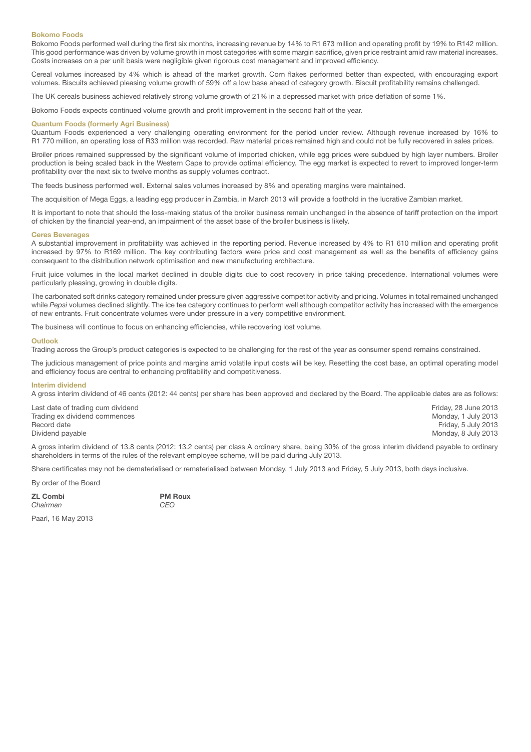### Bokomo Foods

Bokomo Foods performed well during the first six months, increasing revenue by 14% to R1 673 million and operating profit by 19% to R142 million. This good performance was driven by volume growth in most categories with some margin sacrifice, given price restraint amid raw material increases. Costs increases on a per unit basis were negligible given rigorous cost management and improved efficiency.

Cereal volumes increased by 4% which is ahead of the market growth. Corn flakes performed better than expected, with encouraging export volumes. Biscuits achieved pleasing volume growth of 59% off a low base ahead of category growth. Biscuit profitability remains challenged.

The UK cereals business achieved relatively strong volume growth of 21% in a depressed market with price deflation of some 1%.

Bokomo Foods expects continued volume growth and profit improvement in the second half of the year.

### Quantum Foods (formerly Agri Business)

Quantum Foods experienced a very challenging operating environment for the period under review. Although revenue increased by 16% to R1 770 million, an operating loss of R33 million was recorded. Raw material prices remained high and could not be fully recovered in sales prices.

Broiler prices remained suppressed by the significant volume of imported chicken, while egg prices were subdued by high layer numbers. Broiler production is being scaled back in the Western Cape to provide optimal efficiency. The egg market is expected to revert to improved longer-term profitability over the next six to twelve months as supply volumes contract.

The feeds business performed well. External sales volumes increased by 8% and operating margins were maintained.

The acquisition of Mega Eggs, a leading egg producer in Zambia, in March 2013 will provide a foothold in the lucrative Zambian market.

It is important to note that should the loss-making status of the broiler business remain unchanged in the absence of tariff protection on the import of chicken by the financial year-end, an impairment of the asset base of the broiler business is likely.

### Ceres Beverages

A substantial improvement in profitability was achieved in the reporting period. Revenue increased by 4% to R1 610 million and operating profit increased by 97% to R169 million. The key contributing factors were price and cost management as well as the benefits of efficiency gains consequent to the distribution network optimisation and new manufacturing architecture.

Fruit juice volumes in the local market declined in double digits due to cost recovery in price taking precedence. International volumes were particularly pleasing, growing in double digits.

The carbonated soft drinks category remained under pressure given aggressive competitor activity and pricing. Volumes in total remained unchanged while *Pepsi* volumes declined slightly. The ice tea category continues to perform well although competitor activity has increased with the emergence of new entrants. Fruit concentrate volumes were under pressure in a very competitive environment.

The business will continue to focus on enhancing efficiencies, while recovering lost volume.

### Outlook

Trading across the Group's product categories is expected to be challenging for the rest of the year as consumer spend remains constrained.

The judicious management of price points and margins amid volatile input costs will be key. Resetting the cost base, an optimal operating model and efficiency focus are central to enhancing profitability and competitiveness.

### Interim dividend

A gross interim dividend of 46 cents (2012: 44 cents) per share has been approved and declared by the Board. The applicable dates are as follows:

| | |
|---|---|
| Last date of trading cum dividend | Friday, 28 June 2013 |
| Trading ex dividend commences | Monday, 1 July 2013 |
| Record date | Friday, 5 July 2013 |
| Dividend payable | Monday, 8 July 2013 |

A gross interim dividend of 13.8 cents (2012: 13.2 cents) per class A ordinary share, being 30% of the gross interim dividend payable to ordinary shareholders in terms of the rules of the relevant employee scheme, will be paid during July 2013.

Share certificates may not be dematerialised or rematerialised between Monday, 1 July 2013 and Friday, 5 July 2013, both days inclusive.

By order of the Board

**ZL Combi**
*Chairman*

**PM Roux**
*CEO*

Paarl, 16 May 2013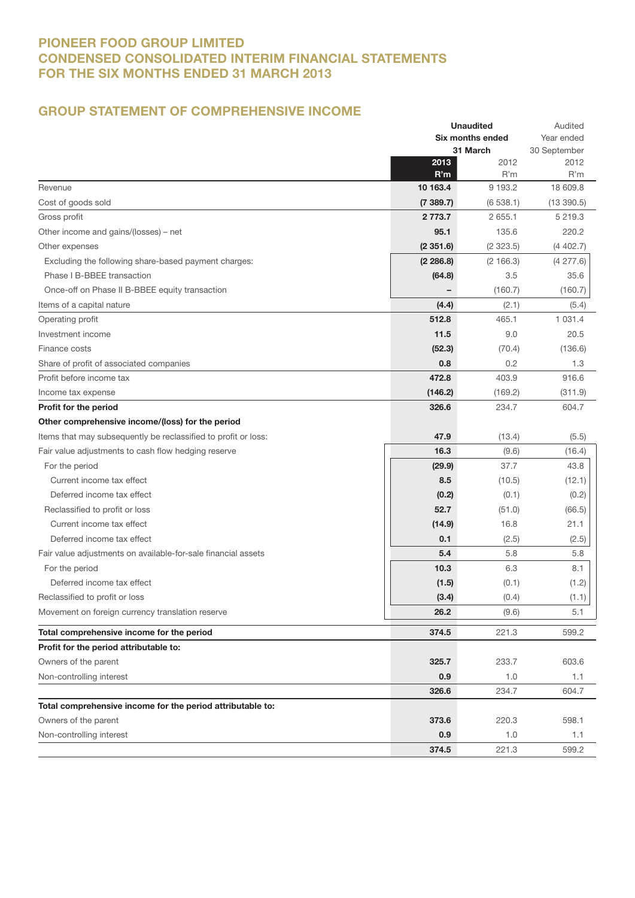# PIONEER FOOD GROUP LIMITED
# CONDENSED CONSOLIDATED INTERIM FINANCIAL STATEMENTS
# FOR THE SIX MONTHS ENDED 31 MARCH 2013

## GROUP STATEMENT OF COMPREHENSIVE INCOME

| | **Unaudited Six months ended 31 March** | | Audited Year ended 30 September |
|---|---|---|---|
| | **2013 R'm** | 2012 R'm | 2012 R'm |
| Revenue | **10 163.4** | 9 193.2 | 18 609.8 |
| Cost of goods sold | **(7 389.7)** | (6 538.1) | (13 390.5) |
| Gross profit | **2 773.7** | 2 655.1 | 5 219.3 |
| Other income and gains/(losses) – net | **95.1** | 135.6 | 220.2 |
| Other expenses | **(2 351.6)** | (2 323.5) | (4 402.7) |
| Excluding the following share-based payment charges: | **(2 286.8)** | (2 166.3) | (4 277.6) |
| Phase I B-BBEE transaction | **(64.8)** | 3.5 | 35.6 |
| Once-off on Phase II B-BBEE equity transaction | **–** | (160.7) | (160.7) |
| Items of a capital nature | **(4.4)** | (2.1) | (5.4) |
| Operating profit | **512.8** | 465.1 | 1 031.4 |
| Investment income | **11.5** | 9.0 | 20.5 |
| Finance costs | **(52.3)** | (70.4) | (136.6) |
| Share of profit of associated companies | **0.8** | 0.2 | 1.3 |
| Profit before income tax | **472.8** | 403.9 | 916.6 |
| Income tax expense | **(146.2)** | (169.2) | (311.9) |
| **Profit for the period** | **326.6** | 234.7 | 604.7 |
| **Other comprehensive income/(loss) for the period** | | | |
| Items that may subsequently be reclassified to profit or loss: | **47.9** | (13.4) | (5.5) |
| Fair value adjustments to cash flow hedging reserve | **16.3** | (9.6) | (16.4) |
| For the period | **(29.9)** | 37.7 | 43.8 |
| Current income tax effect | **8.5** | (10.5) | (12.1) |
| Deferred income tax effect | **(0.2)** | (0.1) | (0.2) |
| Reclassified to profit or loss | **52.7** | (51.0) | (66.5) |
| Current income tax effect | **(14.9)** | 16.8 | 21.1 |
| Deferred income tax effect | **0.1** | (2.5) | (2.5) |
| Fair value adjustments on available-for-sale financial assets | **5.4** | 5.8 | 5.8 |
| For the period | **10.3** | 6.3 | 8.1 |
| Deferred income tax effect | **(1.5)** | (0.1) | (1.2) |
| Reclassified to profit or loss | **(3.4)** | (0.4) | (1.1) |
| Movement on foreign currency translation reserve | **26.2** | (9.6) | 5.1 |
| **Total comprehensive income for the period** | **374.5** | 221.3 | 599.2 |
| **Profit for the period attributable to:** | | | |
| Owners of the parent | **325.7** | 233.7 | 603.6 |
| Non-controlling interest | **0.9** | 1.0 | 1.1 |
| | **326.6** | 234.7 | 604.7 |
| **Total comprehensive income for the period attributable to:** | | | |
| Owners of the parent | **373.6** | 220.3 | 598.1 |
| Non-controlling interest | **0.9** | 1.0 | 1.1 |
| | **374.5** | 221.3 | 599.2 |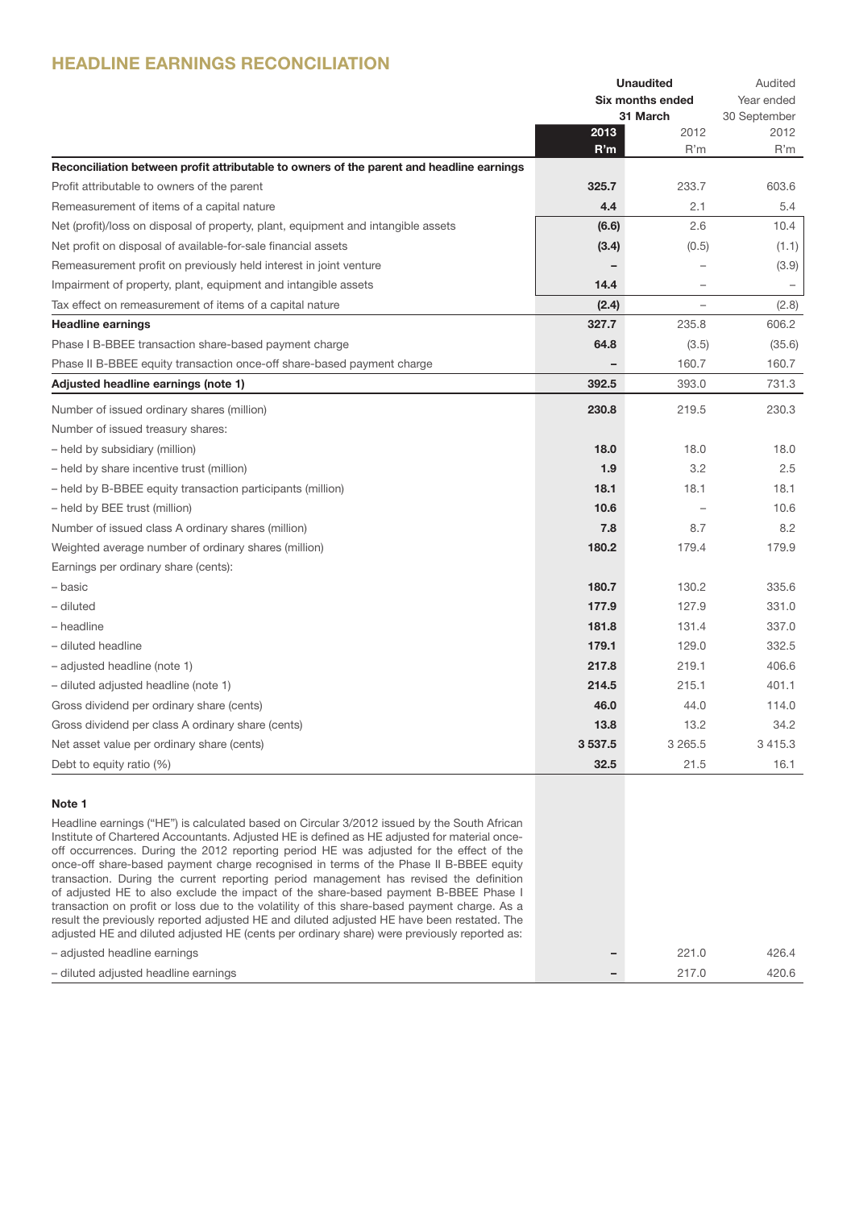## HEADLINE EARNINGS RECONCILIATION

| | Unaudited Six months ended 31 March 2013 R'm | Unaudited Six months ended 31 March 2012 R'm | Audited Year ended 30 September 2012 R'm |
|---|---|---|---|
| **Reconciliation between profit attributable to owners of the parent and headline earnings** | | | |
| Profit attributable to owners of the parent | **325.7** | 233.7 | 603.6 |
| Remeasurement of items of a capital nature | **4.4** | 2.1 | 5.4 |
| Net (profit)/loss on disposal of property, plant, equipment and intangible assets | **(6.6)** | 2.6 | 10.4 |
| Net profit on disposal of available-for-sale financial assets | **(3.4)** | (0.5) | (1.1) |
| Remeasurement profit on previously held interest in joint venture | **–** | – | (3.9) |
| Impairment of property, plant, equipment and intangible assets | **14.4** | – | – |
| Tax effect on remeasurement of items of a capital nature | **(2.4)** | – | (2.8) |
| **Headline earnings** | **327.7** | 235.8 | 606.2 |
| Phase I B-BBEE transaction share-based payment charge | **64.8** | (3.5) | (35.6) |
| Phase II B-BBEE equity transaction once-off share-based payment charge | **–** | 160.7 | 160.7 |
| **Adjusted headline earnings (note 1)** | **392.5** | 393.0 | 731.3 |
| Number of issued ordinary shares (million) | **230.8** | 219.5 | 230.3 |
| Number of issued treasury shares: | | | |
| – held by subsidiary (million) | **18.0** | 18.0 | 18.0 |
| – held by share incentive trust (million) | **1.9** | 3.2 | 2.5 |
| – held by B-BBEE equity transaction participants (million) | **18.1** | 18.1 | 18.1 |
| – held by BEE trust (million) | **10.6** | – | 10.6 |
| Number of issued class A ordinary shares (million) | **7.8** | 8.7 | 8.2 |
| Weighted average number of ordinary shares (million) | **180.2** | 179.4 | 179.9 |
| Earnings per ordinary share (cents): | | | |
| – basic | **180.7** | 130.2 | 335.6 |
| – diluted | **177.9** | 127.9 | 331.0 |
| – headline | **181.8** | 131.4 | 337.0 |
| – diluted headline | **179.1** | 129.0 | 332.5 |
| – adjusted headline (note 1) | **217.8** | 219.1 | 406.6 |
| – diluted adjusted headline (note 1) | **214.5** | 215.1 | 401.1 |
| Gross dividend per ordinary share (cents) | **46.0** | 44.0 | 114.0 |
| Gross dividend per class A ordinary share (cents) | **13.8** | 13.2 | 34.2 |
| Net asset value per ordinary share (cents) | **3 537.5** | 3 265.5 | 3 415.3 |
| Debt to equity ratio (%) | **32.5** | 21.5 | 16.1 |

**Note 1**

Headline earnings ("HE") is calculated based on Circular 3/2012 issued by the South African Institute of Chartered Accountants. Adjusted HE is defined as HE adjusted for material once-off occurrences. During the 2012 reporting period HE was adjusted for the effect of the once-off share-based payment charge recognised in terms of the Phase II B-BBEE equity transaction. During the current reporting period management has revised the definition of adjusted HE to also exclude the impact of the share-based payment B-BBEE Phase I transaction on profit or loss due to the volatility of this share-based payment charge. As a result the previously reported adjusted HE and diluted adjusted HE have been restated. The adjusted HE and diluted adjusted HE (cents per ordinary share) were previously reported as:

| | 2013 | 2012 | 2012 |
|---|---|---|---|
| – adjusted headline earnings | **–** | 221.0 | 426.4 |
| – diluted adjusted headline earnings | **–** | 217.0 | 420.6 |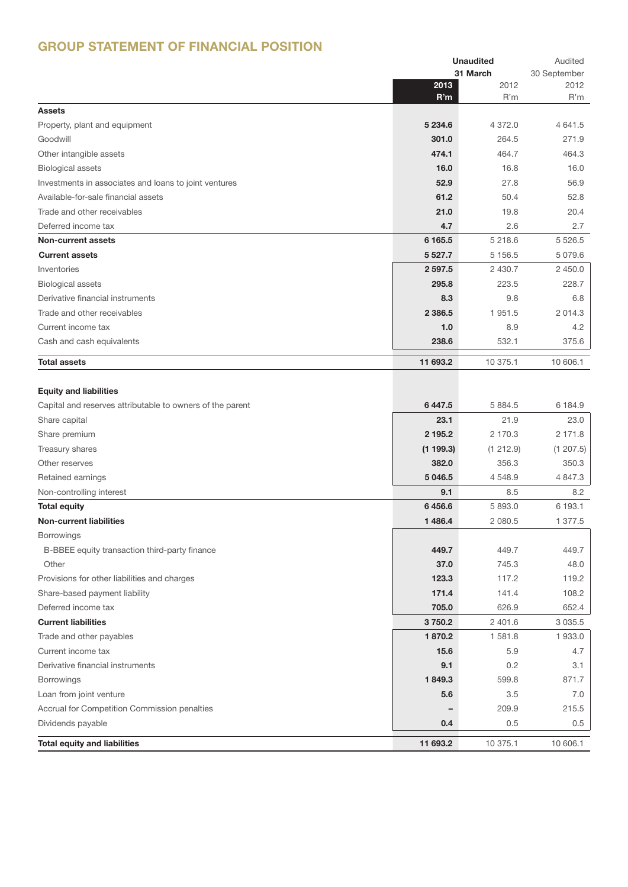## GROUP STATEMENT OF FINANCIAL POSITION

| | Unaudited 31 March 2013 R'm | Unaudited 31 March 2012 R'm | Audited 30 September 2012 R'm |
|---|---|---|---|
| **Assets** | | | |
| Property, plant and equipment | **5 234.6** | 4 372.0 | 4 641.5 |
| Goodwill | **301.0** | 264.5 | 271.9 |
| Other intangible assets | **474.1** | 464.7 | 464.3 |
| Biological assets | **16.0** | 16.8 | 16.0 |
| Investments in associates and loans to joint ventures | **52.9** | 27.8 | 56.9 |
| Available-for-sale financial assets | **61.2** | 50.4 | 52.8 |
| Trade and other receivables | **21.0** | 19.8 | 20.4 |
| Deferred income tax | **4.7** | 2.6 | 2.7 |
| **Non-current assets** | **6 165.5** | 5 218.6 | 5 526.5 |
| **Current assets** | **5 527.7** | 5 156.5 | 5 079.6 |
| Inventories | **2 597.5** | 2 430.7 | 2 450.0 |
| Biological assets | **295.8** | 223.5 | 228.7 |
| Derivative financial instruments | **8.3** | 9.8 | 6.8 |
| Trade and other receivables | **2 386.5** | 1 951.5 | 2 014.3 |
| Current income tax | **1.0** | 8.9 | 4.2 |
| Cash and cash equivalents | **238.6** | 532.1 | 375.6 |
| **Total assets** | **11 693.2** | 10 375.1 | 10 606.1 |
| | | | |
| **Equity and liabilities** | | | |
| Capital and reserves attributable to owners of the parent | **6 447.5** | 5 884.5 | 6 184.9 |
| Share capital | **23.1** | 21.9 | 23.0 |
| Share premium | **2 195.2** | 2 170.3 | 2 171.8 |
| Treasury shares | **(1 199.3)** | (1 212.9) | (1 207.5) |
| Other reserves | **382.0** | 356.3 | 350.3 |
| Retained earnings | **5 046.5** | 4 548.9 | 4 847.3 |
| Non-controlling interest | **9.1** | 8.5 | 8.2 |
| **Total equity** | **6 456.6** | 5 893.0 | 6 193.1 |
| **Non-current liabilities** | **1 486.4** | 2 080.5 | 1 377.5 |
| Borrowings | | | |
| B-BBEE equity transaction third-party finance | **449.7** | 449.7 | 449.7 |
| Other | **37.0** | 745.3 | 48.0 |
| Provisions for other liabilities and charges | **123.3** | 117.2 | 119.2 |
| Share-based payment liability | **171.4** | 141.4 | 108.2 |
| Deferred income tax | **705.0** | 626.9 | 652.4 |
| **Current liabilities** | **3 750.2** | 2 401.6 | 3 035.5 |
| Trade and other payables | **1 870.2** | 1 581.8 | 1 933.0 |
| Current income tax | **15.6** | 5.9 | 4.7 |
| Derivative financial instruments | **9.1** | 0.2 | 3.1 |
| Borrowings | **1 849.3** | 599.8 | 871.7 |
| Loan from joint venture | **5.6** | 3.5 | 7.0 |
| Accrual for Competition Commission penalties | **–** | 209.9 | 215.5 |
| Dividends payable | **0.4** | 0.5 | 0.5 |
| **Total equity and liabilities** | **11 693.2** | 10 375.1 | 10 606.1 |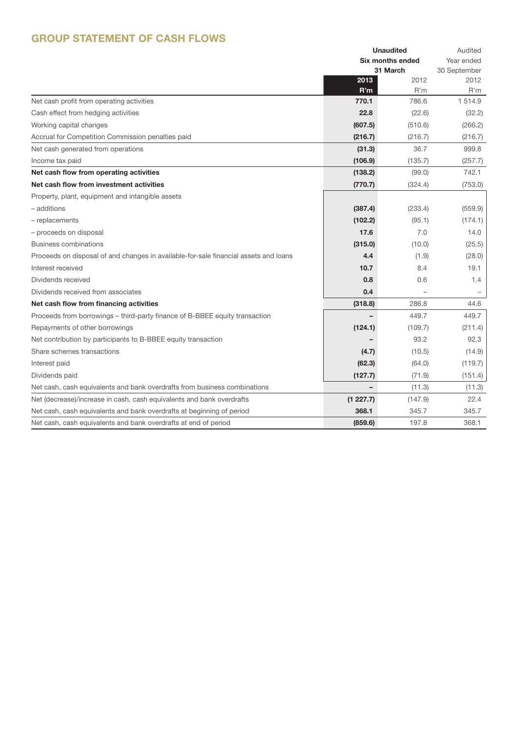## GROUP STATEMENT OF CASH FLOWS

| | Unaudited Six months ended 31 March | | Audited Year ended 30 September |
|---|---|---|---|
| | **2013** | 2012 | 2012 |
| | **R'm** | R'm | R'm |
| Net cash profit from operating activities | **770.1** | 786.6 | 1 514.9 |
| Cash effect from hedging activities | **22.8** | (22.6) | (32.2) |
| Working capital changes | **(607.5)** | (510.6) | (266.2) |
| Accrual for Competition Commission penalties paid | **(216.7)** | (216.7) | (216.7) |
| Net cash generated from operations | **(31.3)** | 36.7 | 999.8 |
| Income tax paid | **(106.9)** | (135.7) | (257.7) |
| **Net cash flow from operating activities** | **(138.2)** | (99.0) | 742.1 |
| **Net cash flow from investment activities** | **(770.7)** | (324.4) | (753.0) |
| Property, plant, equipment and intangible assets | | | |
| – additions | **(387.4)** | (233.4) | (559.9) |
| – replacements | **(102.2)** | (95.1) | (174.1) |
| – proceeds on disposal | **17.6** | 7.0 | 14.0 |
| Business combinations | **(315.0)** | (10.0) | (25.5) |
| Proceeds on disposal of and changes in available-for-sale financial assets and loans | **4.4** | (1.9) | (28.0) |
| Interest received | **10.7** | 8.4 | 19.1 |
| Dividends received | **0.8** | 0.6 | 1.4 |
| Dividends received from associates | **0.4** | – | – |
| **Net cash flow from financing activities** | **(318.8)** | 286.8 | 44.6 |
| Proceeds from borrowings – third-party finance of B-BBEE equity transaction | **–** | 449.7 | 449.7 |
| Repayments of other borrowings | **(124.1)** | (109.7) | (211.4) |
| Net contribution by participants to B-BBEE equity transaction | **–** | 93.2 | 92.3 |
| Share schemes transactions | **(4.7)** | (10.5) | (14.9) |
| Interest paid | **(62.3)** | (64.0) | (119.7) |
| Dividends paid | **(127.7)** | (71.9) | (151.4) |
| Net cash, cash equivalents and bank overdrafts from business combinations | **–** | (11.3) | (11.3) |
| Net (decrease)/increase in cash, cash equivalents and bank overdrafts | **(1 227.7)** | (147.9) | 22.4 |
| Net cash, cash equivalents and bank overdrafts at beginning of period | **368.1** | 345.7 | 345.7 |
| Net cash, cash equivalents and bank overdrafts at end of period | **(859.6)** | 197.8 | 368.1 |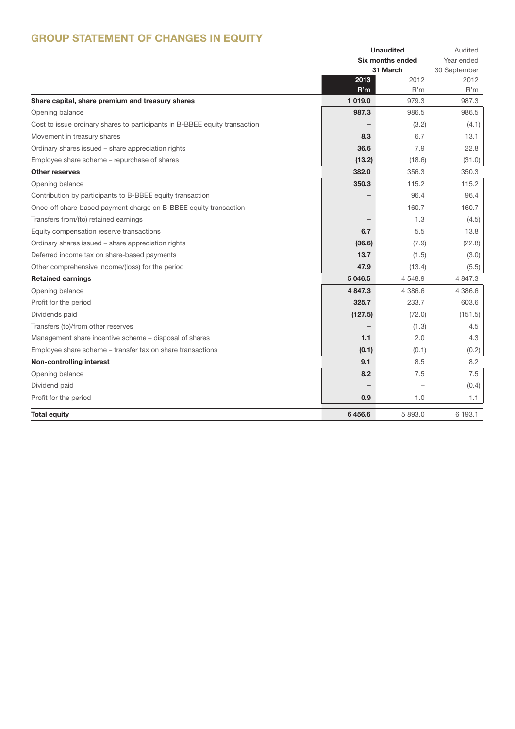## GROUP STATEMENT OF CHANGES IN EQUITY

| | Unaudited Six months ended 31 March | | Audited Year ended 30 September |
|---|---|---|---|
| | 2013 R'm | 2012 R'm | 2012 R'm |
| **Share capital, share premium and treasury shares** | **1 019.0** | 979.3 | 987.3 |
| Opening balance | **987.3** | 986.5 | 986.5 |
| Cost to issue ordinary shares to participants in B-BBEE equity transaction | **–** | (3.2) | (4.1) |
| Movement in treasury shares | **8.3** | 6.7 | 13.1 |
| Ordinary shares issued – share appreciation rights | **36.6** | 7.9 | 22.8 |
| Employee share scheme – repurchase of shares | **(13.2)** | (18.6) | (31.0) |
| **Other reserves** | **382.0** | 356.3 | 350.3 |
| Opening balance | **350.3** | 115.2 | 115.2 |
| Contribution by participants to B-BBEE equity transaction | **–** | 96.4 | 96.4 |
| Once-off share-based payment charge on B-BBEE equity transaction | **–** | 160.7 | 160.7 |
| Transfers from/(to) retained earnings | **–** | 1.3 | (4.5) |
| Equity compensation reserve transactions | **6.7** | 5.5 | 13.8 |
| Ordinary shares issued – share appreciation rights | **(36.6)** | (7.9) | (22.8) |
| Deferred income tax on share-based payments | **13.7** | (1.5) | (3.0) |
| Other comprehensive income/(loss) for the period | **47.9** | (13.4) | (5.5) |
| **Retained earnings** | **5 046.5** | 4 548.9 | 4 847.3 |
| Opening balance | **4 847.3** | 4 386.6 | 4 386.6 |
| Profit for the period | **325.7** | 233.7 | 603.6 |
| Dividends paid | **(127.5)** | (72.0) | (151.5) |
| Transfers (to)/from other reserves | **–** | (1.3) | 4.5 |
| Management share incentive scheme – disposal of shares | **1.1** | 2.0 | 4.3 |
| Employee share scheme – transfer tax on share transactions | **(0.1)** | (0.1) | (0.2) |
| **Non-controlling interest** | **9.1** | 8.5 | 8.2 |
| Opening balance | **8.2** | 7.5 | 7.5 |
| Dividend paid | **–** | – | (0.4) |
| Profit for the period | **0.9** | 1.0 | 1.1 |
| **Total equity** | **6 456.6** | 5 893.0 | 6 193.1 |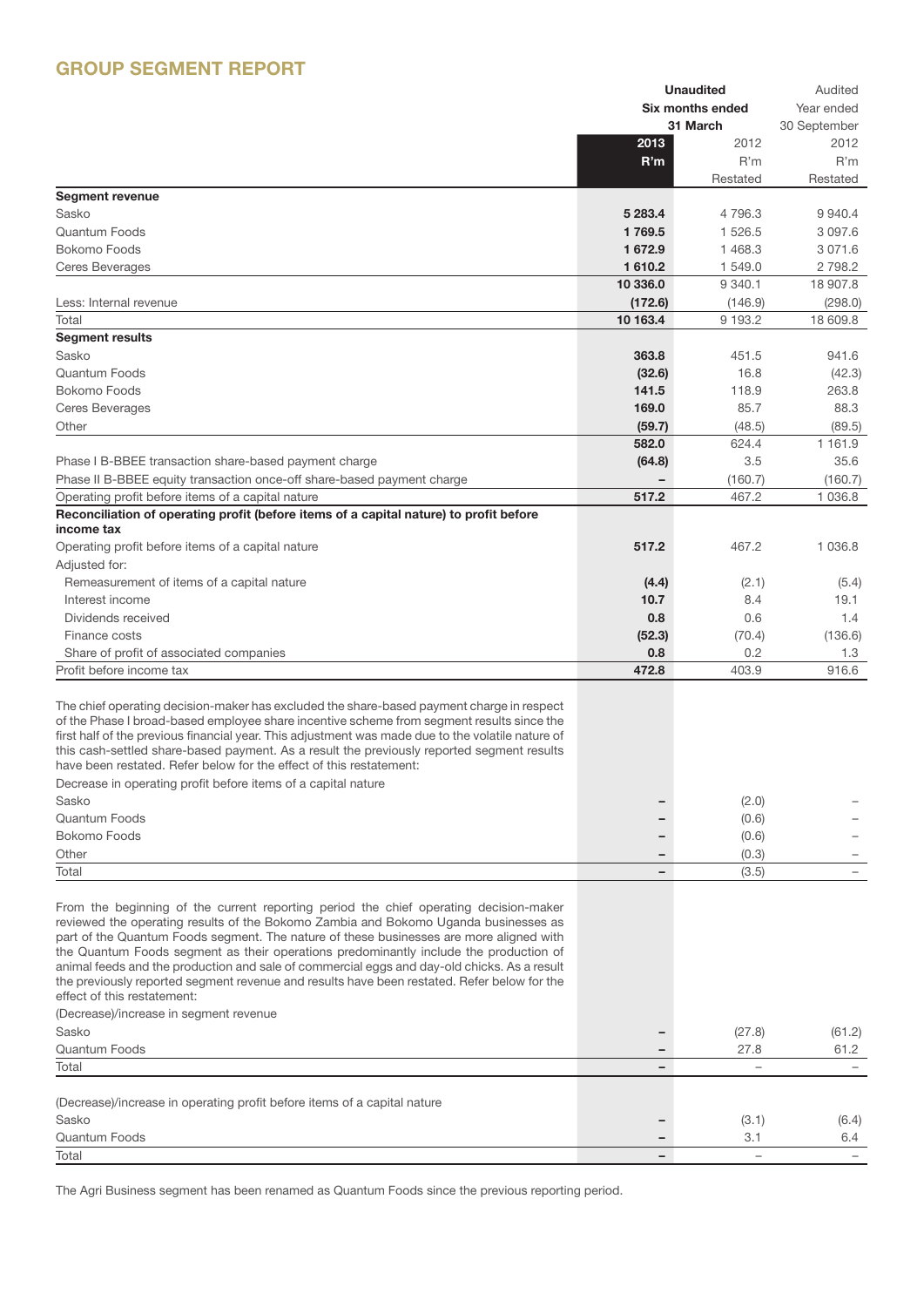## GROUP SEGMENT REPORT

| | Unaudited Six months ended 31 March 2013 R'm | Unaudited Six months ended 31 March 2012 R'm Restated | Audited Year ended 30 September 2012 R'm Restated |
|---|---|---|---|
| **Segment revenue** | | | |
| Sasko | **5 283.4** | 4 796.3 | 9 940.4 |
| Quantum Foods | **1 769.5** | 1 526.5 | 3 097.6 |
| Bokomo Foods | **1 672.9** | 1 468.3 | 3 071.6 |
| Ceres Beverages | **1 610.2** | 1 549.0 | 2 798.2 |
| | **10 336.0** | 9 340.1 | 18 907.8 |
| Less: Internal revenue | **(172.6)** | (146.9) | (298.0) |
| Total | **10 163.4** | 9 193.2 | 18 609.8 |
| **Segment results** | | | |
| Sasko | **363.8** | 451.5 | 941.6 |
| Quantum Foods | **(32.6)** | 16.8 | (42.3) |
| Bokomo Foods | **141.5** | 118.9 | 263.8 |
| Ceres Beverages | **169.0** | 85.7 | 88.3 |
| Other | **(59.7)** | (48.5) | (89.5) |
| | **582.0** | 624.4 | 1 161.9 |
| Phase I B-BBEE transaction share-based payment charge | **(64.8)** | 3.5 | 35.6 |
| Phase II B-BBEE equity transaction once-off share-based payment charge | **–** | (160.7) | (160.7) |
| Operating profit before items of a capital nature | **517.2** | 467.2 | 1 036.8 |
| **Reconciliation of operating profit (before items of a capital nature) to profit before income tax** | | | |
| Operating profit before items of a capital nature | **517.2** | 467.2 | 1 036.8 |
| Adjusted for: | | | |
| Remeasurement of items of a capital nature | **(4.4)** | (2.1) | (5.4) |
| Interest income | **10.7** | 8.4 | 19.1 |
| Dividends received | **0.8** | 0.6 | 1.4 |
| Finance costs | **(52.3)** | (70.4) | (136.6) |
| Share of profit of associated companies | **0.8** | 0.2 | 1.3 |
| Profit before income tax | **472.8** | 403.9 | 916.6 |

The chief operating decision-maker has excluded the share-based payment charge in respect of the Phase I broad-based employee share incentive scheme from segment results since the first half of the previous financial year. This adjustment was made due to the volatile nature of this cash-settled share-based payment. As a result the previously reported segment results have been restated. Refer below for the effect of this restatement:

| Decrease in operating profit before items of a capital nature | 2013 R'm | 2012 R'm | 30 September 2012 R'm |
|---|---|---|---|
| Sasko | **–** | (2.0) | – |
| Quantum Foods | **–** | (0.6) | – |
| Bokomo Foods | **–** | (0.6) | – |
| Other | **–** | (0.3) | – |
| Total | **–** | (3.5) | – |

From the beginning of the current reporting period the chief operating decision-maker reviewed the operating results of the Bokomo Zambia and Bokomo Uganda businesses as part of the Quantum Foods segment. The nature of these businesses are more aligned with the Quantum Foods segment as their operations predominantly include the production of animal feeds and the production and sale of commercial eggs and day-old chicks. As a result the previously reported segment revenue and results have been restated. Refer below for the effect of this restatement:

| (Decrease)/increase in segment revenue | 2013 R'm | 2012 R'm | 30 September 2012 R'm |
|---|---|---|---|
| Sasko | **–** | (27.8) | (61.2) |
| Quantum Foods | **–** | 27.8 | 61.2 |
| Total | **–** | – | – |

| (Decrease)/increase in operating profit before items of a capital nature | 2013 R'm | 2012 R'm | 30 September 2012 R'm |
|---|---|---|---|
| Sasko | **–** | (3.1) | (6.4) |
| Quantum Foods | **–** | 3.1 | 6.4 |
| Total | **–** | – | – |

The Agri Business segment has been renamed as Quantum Foods since the previous reporting period.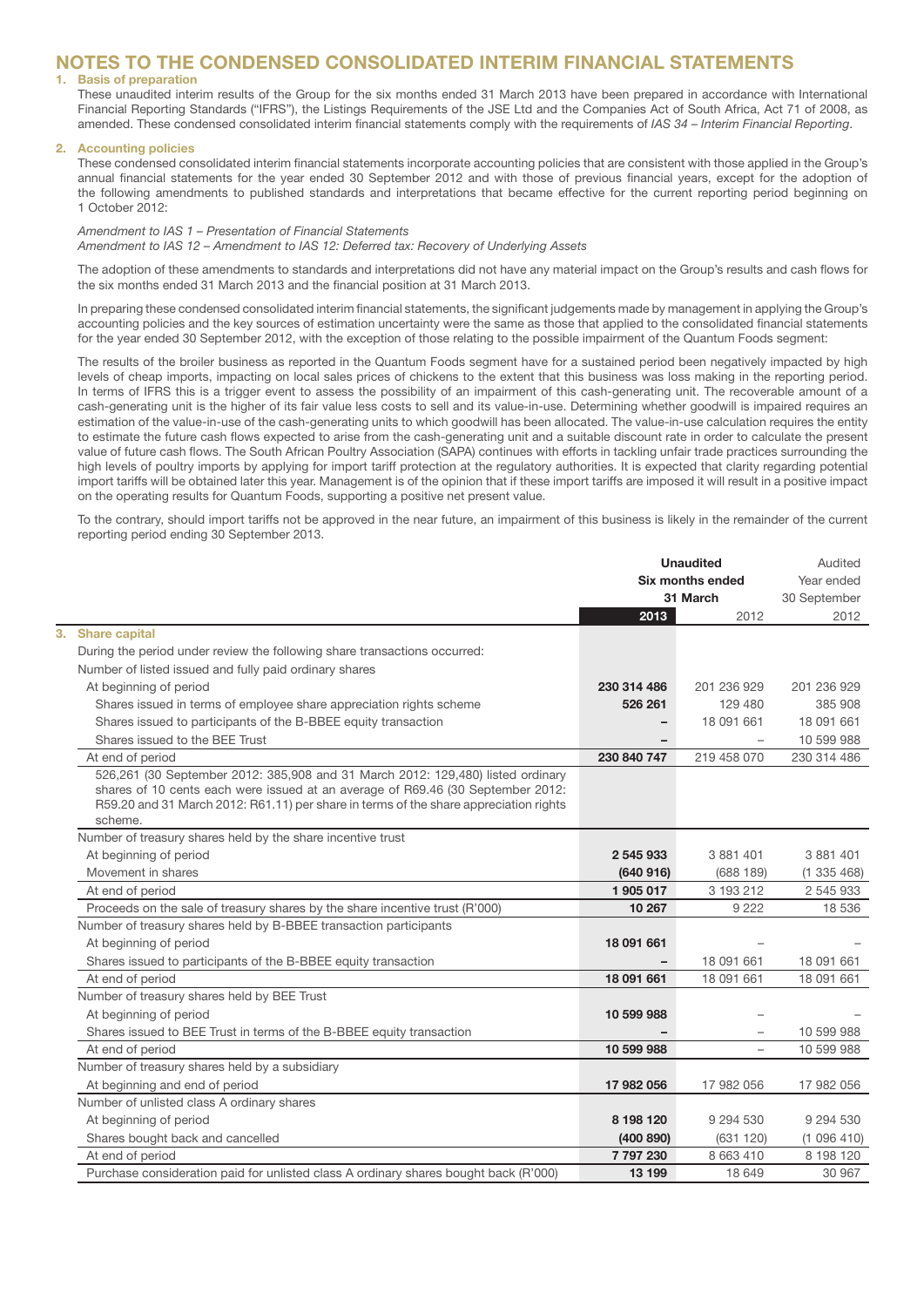# NOTES TO THE CONDENSED CONSOLIDATED INTERIM FINANCIAL STATEMENTS

## 1. Basis of preparation

These unaudited interim results of the Group for the six months ended 31 March 2013 have been prepared in accordance with International Financial Reporting Standards ("IFRS"), the Listings Requirements of the JSE Ltd and the Companies Act of South Africa, Act 71 of 2008, as amended. These condensed consolidated interim financial statements comply with the requirements of *IAS 34 – Interim Financial Reporting*.

## 2. Accounting policies

These condensed consolidated interim financial statements incorporate accounting policies that are consistent with those applied in the Group's annual financial statements for the year ended 30 September 2012 and with those of previous financial years, except for the adoption of the following amendments to published standards and interpretations that became effective for the current reporting period beginning on 1 October 2012:

*Amendment to IAS 1 – Presentation of Financial Statements*
*Amendment to IAS 12 – Amendment to IAS 12: Deferred tax: Recovery of Underlying Assets*

The adoption of these amendments to standards and interpretations did not have any material impact on the Group's results and cash flows for the six months ended 31 March 2013 and the financial position at 31 March 2013.

In preparing these condensed consolidated interim financial statements, the significant judgements made by management in applying the Group's accounting policies and the key sources of estimation uncertainty were the same as those that applied to the consolidated financial statements for the year ended 30 September 2012, with the exception of those relating to the possible impairment of the Quantum Foods segment:

The results of the broiler business as reported in the Quantum Foods segment have for a sustained period been negatively impacted by high levels of cheap imports, impacting on local sales prices of chickens to the extent that this business was loss making in the reporting period. In terms of IFRS this is a trigger event to assess the possibility of an impairment of this cash-generating unit. The recoverable amount of a cash-generating unit is the higher of its fair value less costs to sell and its value-in-use. Determining whether goodwill is impaired requires an estimation of the value-in-use of the cash-generating units to which goodwill has been allocated. The value-in-use calculation requires the entity to estimate the future cash flows expected to arise from the cash-generating unit and a suitable discount rate in order to calculate the present value of future cash flows. The South African Poultry Association (SAPA) continues with efforts in tackling unfair trade practices surrounding the high levels of poultry imports by applying for import tariff protection at the regulatory authorities. It is expected that clarity regarding potential import tariffs will be obtained later this year. Management is of the opinion that if these import tariffs are imposed it will result in a positive impact on the operating results for Quantum Foods, supporting a positive net present value.

To the contrary, should import tariffs not be approved in the near future, an impairment of this business is likely in the remainder of the current reporting period ending 30 September 2013.

| | Unaudited Six months ended 31 March 2013 | Unaudited Six months ended 31 March 2012 | Audited Year ended 30 September 2012 |
|---|---|---|---|
| **3. Share capital** | | | |
| During the period under review the following share transactions occurred: | | | |
| Number of listed issued and fully paid ordinary shares | | | |
| At beginning of period | **230 314 486** | 201 236 929 | 201 236 929 |
| Shares issued in terms of employee share appreciation rights scheme | **526 261** | 129 480 | 385 908 |
| Shares issued to participants of the B-BBEE equity transaction | **–** | 18 091 661 | 18 091 661 |
| Shares issued to the BEE Trust | **–** | – | 10 599 988 |
| At end of period | **230 840 747** | 219 458 070 | 230 314 486 |
| 526,261 (30 September 2012: 385,908 and 31 March 2012: 129,480) listed ordinary shares of 10 cents each were issued at an average of R69.46 (30 September 2012: R59.20 and 31 March 2012: R61.11) per share in terms of the share appreciation rights scheme. | | | |
| Number of treasury shares held by the share incentive trust | | | |
| At beginning of period | **2 545 933** | 3 881 401 | 3 881 401 |
| Movement in shares | **(640 916)** | (688 189) | (1 335 468) |
| At end of period | **1 905 017** | 3 193 212 | 2 545 933 |
| Proceeds on the sale of treasury shares by the share incentive trust (R'000) | **10 267** | 9 222 | 18 536 |
| Number of treasury shares held by B-BBEE transaction participants | | | |
| At beginning of period | **18 091 661** | – | – |
| Shares issued to participants of the B-BBEE equity transaction | **–** | 18 091 661 | 18 091 661 |
| At end of period | **18 091 661** | 18 091 661 | 18 091 661 |
| Number of treasury shares held by BEE Trust | | | |
| At beginning of period | **10 599 988** | – | – |
| Shares issued to BEE Trust in terms of the B-BBEE equity transaction | **–** | – | 10 599 988 |
| At end of period | **10 599 988** | – | 10 599 988 |
| Number of treasury shares held by a subsidiary | | | |
| At beginning and end of period | **17 982 056** | 17 982 056 | 17 982 056 |
| Number of unlisted class A ordinary shares | | | |
| At beginning of period | **8 198 120** | 9 294 530 | 9 294 530 |
| Shares bought back and cancelled | **(400 890)** | (631 120) | (1 096 410) |
| At end of period | **7 797 230** | 8 663 410 | 8 198 120 |
| Purchase consideration paid for unlisted class A ordinary shares bought back (R'000) | **13 199** | 18 649 | 30 967 |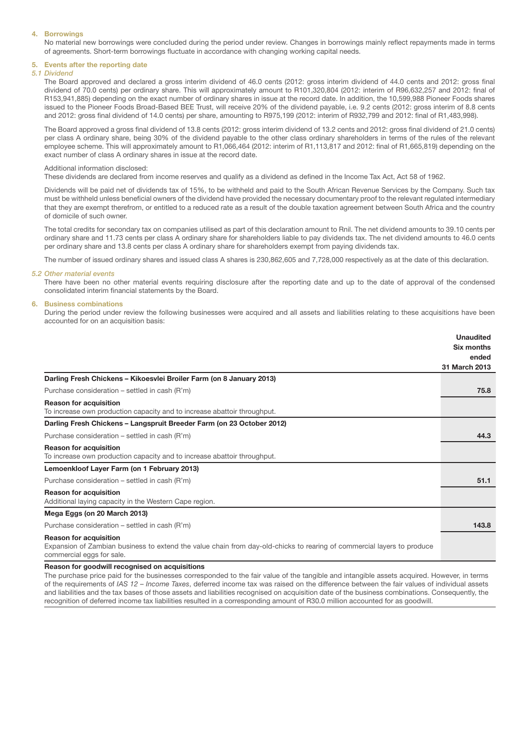### 4. Borrowings

No material new borrowings were concluded during the period under review. Changes in borrowings mainly reflect repayments made in terms of agreements. Short-term borrowings fluctuate in accordance with changing working capital needs.

### 5. Events after the reporting date

*5.1 Dividend*

The Board approved and declared a gross interim dividend of 46.0 cents (2012: gross interim dividend of 44.0 cents and 2012: gross final dividend of 70.0 cents) per ordinary share. This will approximately amount to R101,320,804 (2012: interim of R96,632,257 and 2012: final of R153,941,885) depending on the exact number of ordinary shares in issue at the record date. In addition, the 10,599,988 Pioneer Foods shares issued to the Pioneer Foods Broad-Based BEE Trust, will receive 20% of the dividend payable, i.e. 9.2 cents (2012: gross interim of 8.8 cents and 2012: gross final dividend of 14.0 cents) per share, amounting to R975,199 (2012: interim of R932,799 and 2012: final of R1,483,998).

The Board approved a gross final dividend of 13.8 cents (2012: gross interim dividend of 13.2 cents and 2012: gross final dividend of 21.0 cents) per class A ordinary share, being 30% of the dividend payable to the other class ordinary shareholders in terms of the rules of the relevant employee scheme. This will approximately amount to R1,066,464 (2012: interim of R1,113,817 and 2012: final of R1,665,819) depending on the exact number of class A ordinary shares in issue at the record date.

Additional information disclosed:
These dividends are declared from income reserves and qualify as a dividend as defined in the Income Tax Act, Act 58 of 1962.

Dividends will be paid net of dividends tax of 15%, to be withheld and paid to the South African Revenue Services by the Company. Such tax must be withheld unless beneficial owners of the dividend have provided the necessary documentary proof to the relevant regulated intermediary that they are exempt therefrom, or entitled to a reduced rate as a result of the double taxation agreement between South Africa and the country of domicile of such owner.

The total credits for secondary tax on companies utilised as part of this declaration amount to Rnil. The net dividend amounts to 39.10 cents per ordinary share and 11.73 cents per class A ordinary share for shareholders liable to pay dividends tax. The net dividend amounts to 46.0 cents per ordinary share and 13.8 cents per class A ordinary share for shareholders exempt from paying dividends tax.

The number of issued ordinary shares and issued class A shares is 230,862,605 and 7,728,000 respectively as at the date of this declaration.

*5.2 Other material events*

There have been no other material events requiring disclosure after the reporting date and up to the date of approval of the condensed consolidated interim financial statements by the Board.

### 6. Business combinations

During the period under review the following businesses were acquired and all assets and liabilities relating to these acquisitions have been accounted for on an acquisition basis:

| | Unaudited Six months ended 31 March 2013 |
|---|---|
| **Darling Fresh Chickens – Kikoesvlei Broiler Farm (on 8 January 2013)** | |
| Purchase consideration – settled in cash (R'm) | **75.8** |
| **Reason for acquisition**<br>To increase own production capacity and to increase abattoir throughput. | |
| **Darling Fresh Chickens – Langspruit Breeder Farm (on 23 October 2012)** | |
| Purchase consideration – settled in cash (R'm) | **44.3** |
| **Reason for acquisition**<br>To increase own production capacity and to increase abattoir throughput. | |
| **Lemoenkloof Layer Farm (on 1 February 2013)** | |
| Purchase consideration – settled in cash (R'm) | **51.1** |
| **Reason for acquisition**<br>Additional laying capacity in the Western Cape region. | |
| **Mega Eggs (on 20 March 2013)** | |
| Purchase consideration – settled in cash (R'm) | **143.8** |
| **Reason for acquisition**<br>Expansion of Zambian business to extend the value chain from day-old-chicks to rearing of commercial layers to produce commercial eggs for sale. | |

**Reason for goodwill recognised on acquisitions**

The purchase price paid for the businesses corresponded to the fair value of the tangible and intangible assets acquired. However, in terms of the requirements of *IAS 12 – Income Taxes*, deferred income tax was raised on the difference between the fair values of individual assets and liabilities and the tax bases of those assets and liabilities recognised on acquisition date of the business combinations. Consequently, the recognition of deferred income tax liabilities resulted in a corresponding amount of R30.0 million accounted for as goodwill.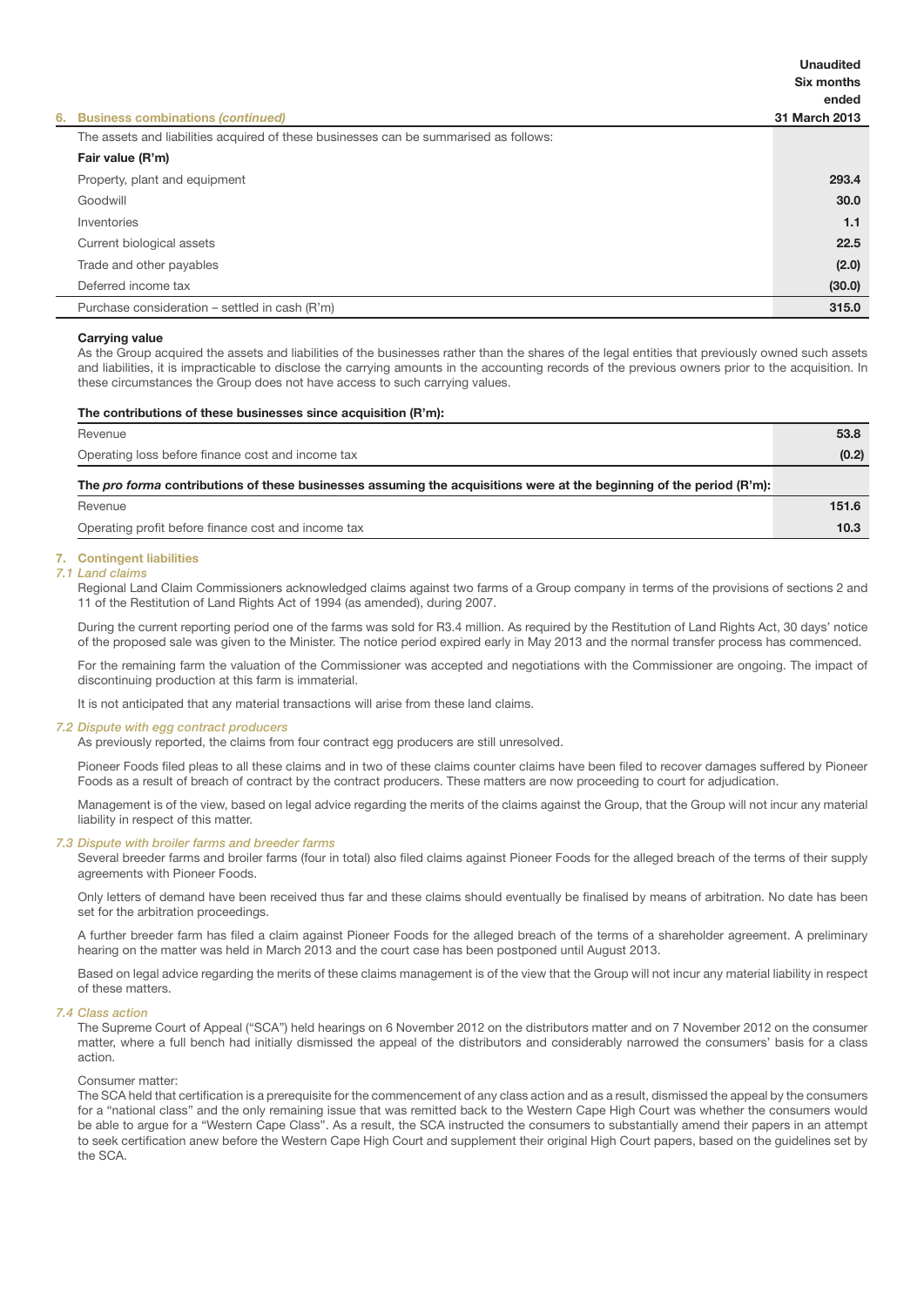| 6. Business combinations *(continued)* | Unaudited Six months ended 31 March 2013 |
|---|---|
| The assets and liabilities acquired of these businesses can be summarised as follows: | |
| **Fair value (R'm)** | |
| Property, plant and equipment | **293.4** |
| Goodwill | **30.0** |
| Inventories | **1.1** |
| Current biological assets | **22.5** |
| Trade and other payables | **(2.0)** |
| Deferred income tax | **(30.0)** |
| Purchase consideration – settled in cash (R'm) | **315.0** |

**Carrying value**

As the Group acquired the assets and liabilities of the businesses rather than the shares of the legal entities that previously owned such assets and liabilities, it is impracticable to disclose the carrying amounts in the accounting records of the previous owners prior to the acquisition. In these circumstances the Group does not have access to such carrying values.

| The contributions of these businesses since acquisition (R'm): | |
|---|---|
| Revenue | **53.8** |
| Operating loss before finance cost and income tax | **(0.2)** |
| **The *pro forma* contributions of these businesses assuming the acquisitions were at the beginning of the period (R'm):** | |
| Revenue | **151.6** |
| Operating profit before finance cost and income tax | **10.3** |

## 7. Contingent liabilities

### *7.1 Land claims*

Regional Land Claim Commissioners acknowledged claims against two farms of a Group company in terms of the provisions of sections 2 and 11 of the Restitution of Land Rights Act of 1994 (as amended), during 2007.

During the current reporting period one of the farms was sold for R3.4 million. As required by the Restitution of Land Rights Act, 30 days' notice of the proposed sale was given to the Minister. The notice period expired early in May 2013 and the normal transfer process has commenced.

For the remaining farm the valuation of the Commissioner was accepted and negotiations with the Commissioner are ongoing. The impact of discontinuing production at this farm is immaterial.

It is not anticipated that any material transactions will arise from these land claims.

### *7.2 Dispute with egg contract producers*

As previously reported, the claims from four contract egg producers are still unresolved.

Pioneer Foods filed pleas to all these claims and in two of these claims counter claims have been filed to recover damages suffered by Pioneer Foods as a result of breach of contract by the contract producers. These matters are now proceeding to court for adjudication.

Management is of the view, based on legal advice regarding the merits of the claims against the Group, that the Group will not incur any material liability in respect of this matter.

### *7.3 Dispute with broiler farms and breeder farms*

Several breeder farms and broiler farms (four in total) also filed claims against Pioneer Foods for the alleged breach of the terms of their supply agreements with Pioneer Foods.

Only letters of demand have been received thus far and these claims should eventually be finalised by means of arbitration. No date has been set for the arbitration proceedings.

A further breeder farm has filed a claim against Pioneer Foods for the alleged breach of the terms of a shareholder agreement. A preliminary hearing on the matter was held in March 2013 and the court case has been postponed until August 2013.

Based on legal advice regarding the merits of these claims management is of the view that the Group will not incur any material liability in respect of these matters.

### *7.4 Class action*

The Supreme Court of Appeal ("SCA") held hearings on 6 November 2012 on the distributors matter and on 7 November 2012 on the consumer matter, where a full bench had initially dismissed the appeal of the distributors and considerably narrowed the consumers' basis for a class action.

Consumer matter:

The SCA held that certification is a prerequisite for the commencement of any class action and as a result, dismissed the appeal by the consumers for a "national class" and the only remaining issue that was remitted back to the Western Cape High Court was whether the consumers would be able to argue for a "Western Cape Class". As a result, the SCA instructed the consumers to substantially amend their papers in an attempt to seek certification anew before the Western Cape High Court and supplement their original High Court papers, based on the guidelines set by the SCA.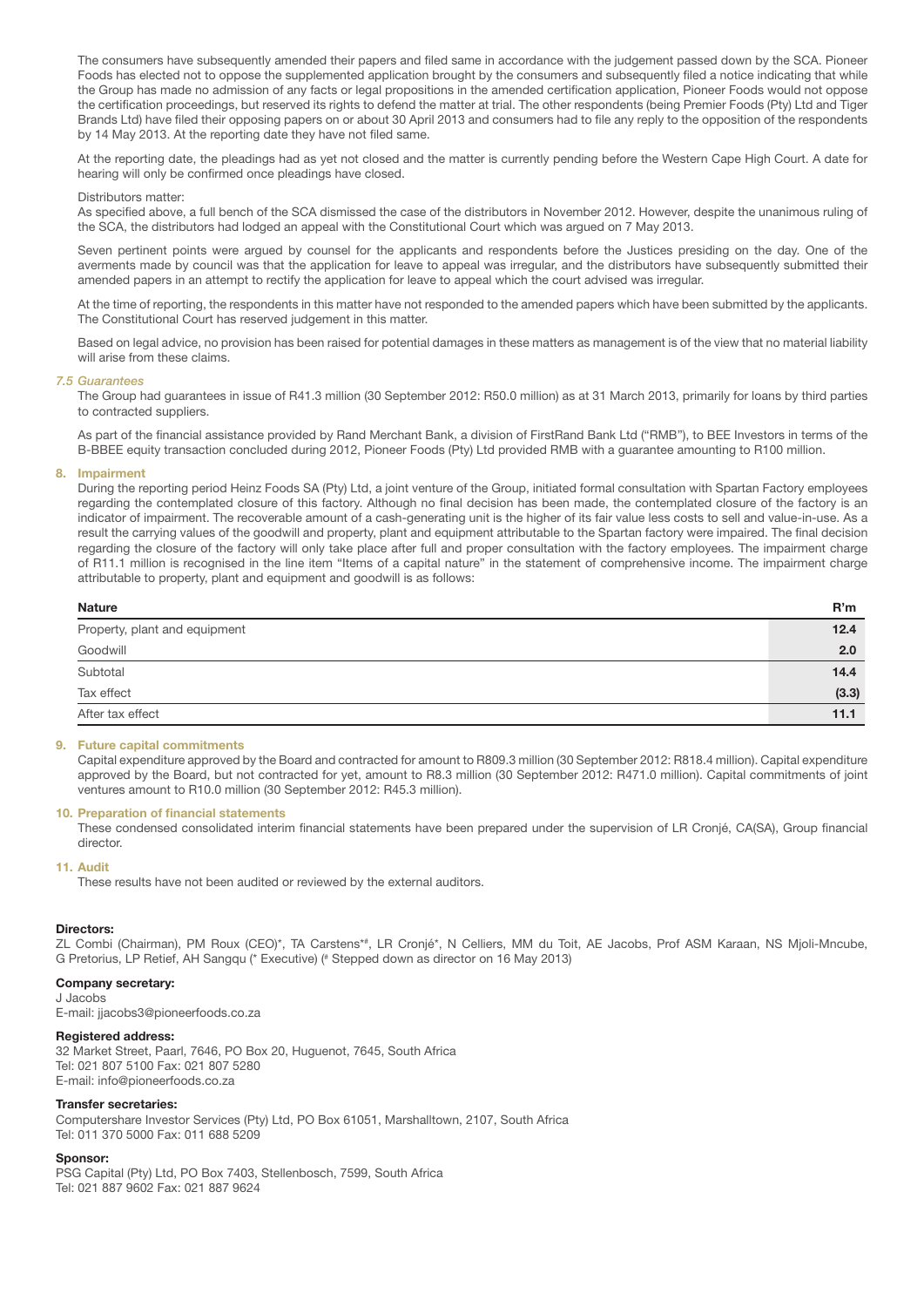The consumers have subsequently amended their papers and filed same in accordance with the judgement passed down by the SCA. Pioneer Foods has elected not to oppose the supplemented application brought by the consumers and subsequently filed a notice indicating that while the Group has made no admission of any facts or legal propositions in the amended certification application, Pioneer Foods would not oppose the certification proceedings, but reserved its rights to defend the matter at trial. The other respondents (being Premier Foods (Pty) Ltd and Tiger Brands Ltd) have filed their opposing papers on or about 30 April 2013 and consumers had to file any reply to the opposition of the respondents by 14 May 2013. At the reporting date they have not filed same.

At the reporting date, the pleadings had as yet not closed and the matter is currently pending before the Western Cape High Court. A date for hearing will only be confirmed once pleadings have closed.

Distributors matter:

As specified above, a full bench of the SCA dismissed the case of the distributors in November 2012. However, despite the unanimous ruling of the SCA, the distributors had lodged an appeal with the Constitutional Court which was argued on 7 May 2013.

Seven pertinent points were argued by counsel for the applicants and respondents before the Justices presiding on the day. One of the averments made by council was that the application for leave to appeal was irregular, and the distributors have subsequently submitted their amended papers in an attempt to rectify the application for leave to appeal which the court advised was irregular.

At the time of reporting, the respondents in this matter have not responded to the amended papers which have been submitted by the applicants. The Constitutional Court has reserved judgement in this matter.

Based on legal advice, no provision has been raised for potential damages in these matters as management is of the view that no material liability will arise from these claims.

*7.5 Guarantees*

The Group had guarantees in issue of R41.3 million (30 September 2012: R50.0 million) as at 31 March 2013, primarily for loans by third parties to contracted suppliers.

As part of the financial assistance provided by Rand Merchant Bank, a division of FirstRand Bank Ltd ("RMB"), to BEE Investors in terms of the B-BBEE equity transaction concluded during 2012, Pioneer Foods (Pty) Ltd provided RMB with a guarantee amounting to R100 million.

## 8. Impairment

During the reporting period Heinz Foods SA (Pty) Ltd, a joint venture of the Group, initiated formal consultation with Spartan Factory employees regarding the contemplated closure of this factory. Although no final decision has been made, the contemplated closure of the factory is an indicator of impairment. The recoverable amount of a cash-generating unit is the higher of its fair value less costs to sell and value-in-use. As a result the carrying values of the goodwill and property, plant and equipment attributable to the Spartan factory were impaired. The final decision regarding the closure of the factory will only take place after full and proper consultation with the factory employees. The impairment charge of R11.1 million is recognised in the line item "Items of a capital nature" in the statement of comprehensive income. The impairment charge attributable to property, plant and equipment and goodwill is as follows:

| Nature | R'm |
|---|---|
| Property, plant and equipment | **12.4** |
| Goodwill | **2.0** |
| Subtotal | **14.4** |
| Tax effect | **(3.3)** |
| After tax effect | **11.1** |

## 9. Future capital commitments

Capital expenditure approved by the Board and contracted for amount to R809.3 million (30 September 2012: R818.4 million). Capital expenditure approved by the Board, but not contracted for yet, amount to R8.3 million (30 September 2012: R471.0 million). Capital commitments of joint ventures amount to R10.0 million (30 September 2012: R45.3 million).

## 10. Preparation of financial statements

These condensed consolidated interim financial statements have been prepared under the supervision of LR Cronjé, CA(SA), Group financial director.

## 11. Audit

These results have not been audited or reviewed by the external auditors.

**Directors:**

ZL Combi (Chairman), PM Roux (CEO)*, TA Carstens*#, LR Cronjé*, N Celliers, MM du Toit, AE Jacobs, Prof ASM Karaan, NS Mjoli-Mncube, G Pretorius, LP Retief, AH Sangqu (* Executive) (# Stepped down as director on 16 May 2013)

**Company secretary:**

J Jacobs
E-mail: jjacobs3@pioneerfoods.co.za

**Registered address:**

32 Market Street, Paarl, 7646, PO Box 20, Huguenot, 7645, South Africa
Tel: 021 807 5100 Fax: 021 807 5280
E-mail: info@pioneerfoods.co.za

**Transfer secretaries:**

Computershare Investor Services (Pty) Ltd, PO Box 61051, Marshalltown, 2107, South Africa
Tel: 011 370 5000 Fax: 011 688 5209

**Sponsor:**

PSG Capital (Pty) Ltd, PO Box 7403, Stellenbosch, 7599, South Africa
Tel: 021 887 9602 Fax: 021 887 9624